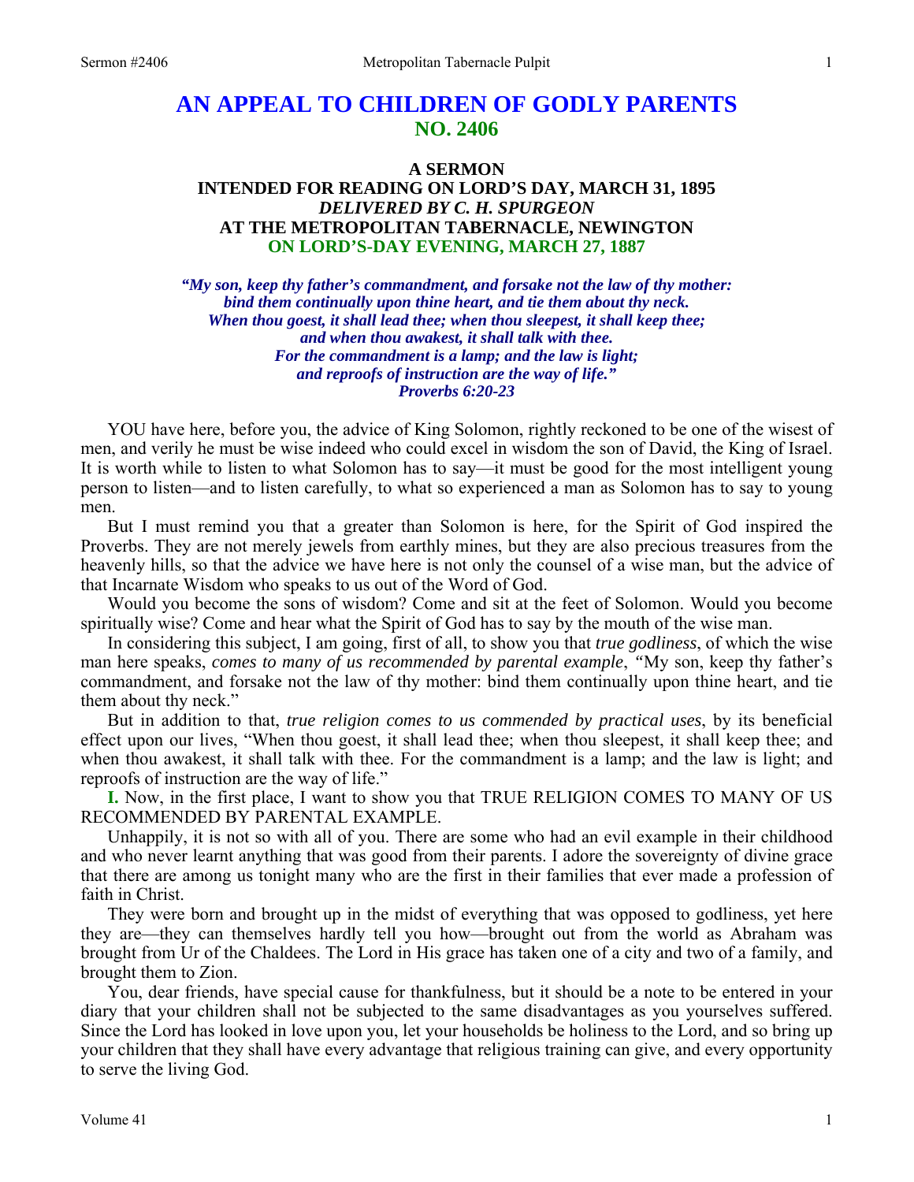# AN APPEAL TO CHILDREN OF GODLY PARENTS
## NO. 2406

### A SERMON
### INTENDED FOR READING ON LORD'S DAY, MARCH 31, 1895
### *DELIVERED BY C. H. SPURGEON*
### AT THE METROPOLITAN TABERNACLE, NEWINGTON
### ON LORD'S-DAY EVENING, MARCH 27, 1887

*"My son, keep thy father's commandment, and forsake not the law of thy mother: bind them continually upon thine heart, and tie them about thy neck. When thou goest, it shall lead thee; when thou sleepest, it shall keep thee; and when thou awakest, it shall talk with thee. For the commandment is a lamp; and the law is light; and reproofs of instruction are the way of life."*
*Proverbs 6:20-23*

YOU have here, before you, the advice of King Solomon, rightly reckoned to be one of the wisest of men, and verily he must be wise indeed who could excel in wisdom the son of David, the King of Israel. It is worth while to listen to what Solomon has to say—it must be good for the most intelligent young person to listen—and to listen carefully, to what so experienced a man as Solomon has to say to young men.

But I must remind you that a greater than Solomon is here, for the Spirit of God inspired the Proverbs. They are not merely jewels from earthly mines, but they are also precious treasures from the heavenly hills, so that the advice we have here is not only the counsel of a wise man, but the advice of that Incarnate Wisdom who speaks to us out of the Word of God.

Would you become the sons of wisdom? Come and sit at the feet of Solomon. Would you become spiritually wise? Come and hear what the Spirit of God has to say by the mouth of the wise man.

In considering this subject, I am going, first of all, to show you that *true godliness*, of which the wise man here speaks, *comes to many of us recommended by parental example*, "My son, keep thy father's commandment, and forsake not the law of thy mother: bind them continually upon thine heart, and tie them about thy neck."

But in addition to that, *true religion comes to us commended by practical uses*, by its beneficial effect upon our lives, "When thou goest, it shall lead thee; when thou sleepest, it shall keep thee; and when thou awakest, it shall talk with thee. For the commandment is a lamp; and the law is light; and reproofs of instruction are the way of life."

**I.** Now, in the first place, I want to show you that TRUE RELIGION COMES TO MANY OF US RECOMMENDED BY PARENTAL EXAMPLE.

Unhappily, it is not so with all of you. There are some who had an evil example in their childhood and who never learnt anything that was good from their parents. I adore the sovereignty of divine grace that there are among us tonight many who are the first in their families that ever made a profession of faith in Christ.

They were born and brought up in the midst of everything that was opposed to godliness, yet here they are—they can themselves hardly tell you how—brought out from the world as Abraham was brought from Ur of the Chaldees. The Lord in His grace has taken one of a city and two of a family, and brought them to Zion.

You, dear friends, have special cause for thankfulness, but it should be a note to be entered in your diary that your children shall not be subjected to the same disadvantages as you yourselves suffered. Since the Lord has looked in love upon you, let your households be holiness to the Lord, and so bring up your children that they shall have every advantage that religious training can give, and every opportunity to serve the living God.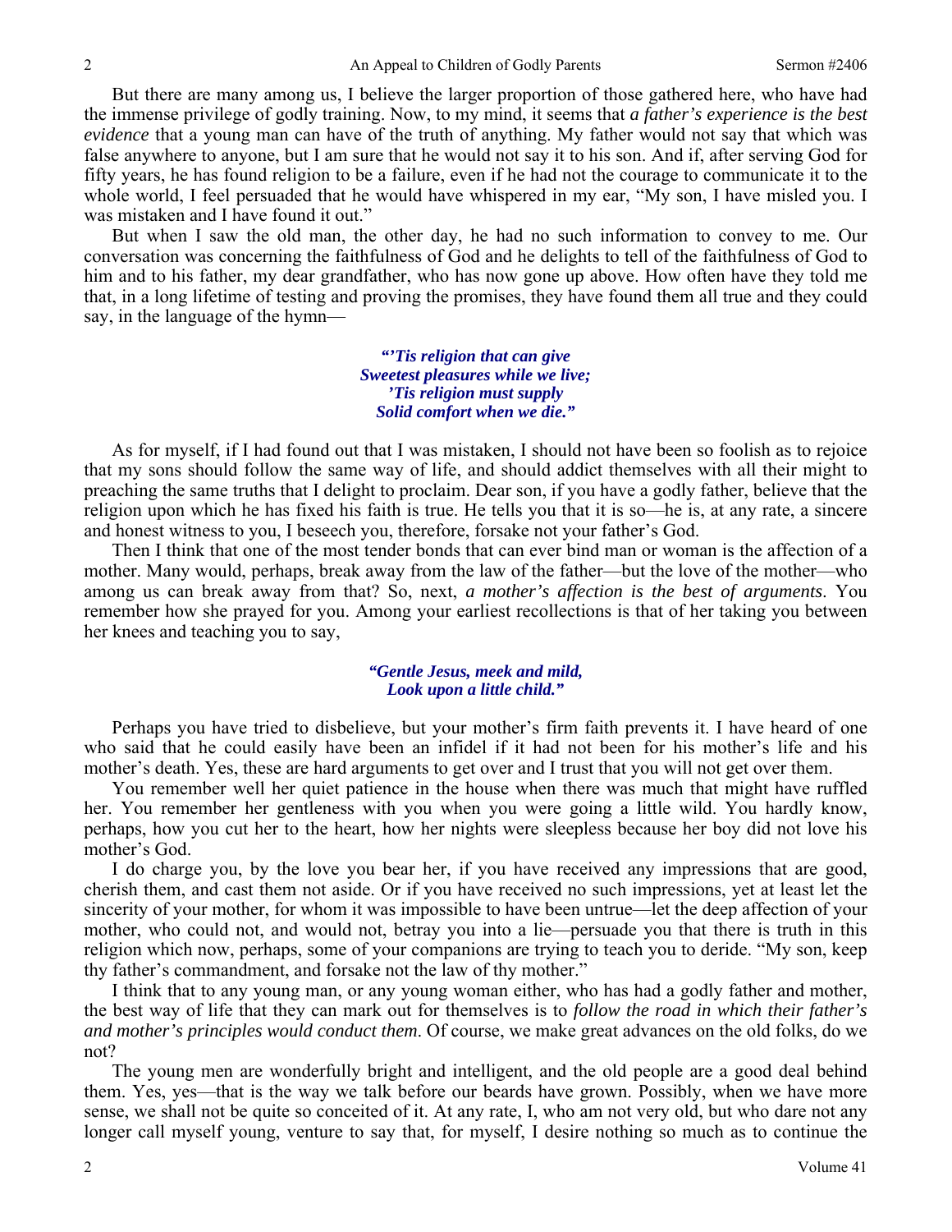But there are many among us, I believe the larger proportion of those gathered here, who have had the immense privilege of godly training. Now, to my mind, it seems that *a father's experience is the best evidence* that a young man can have of the truth of anything. My father would not say that which was false anywhere to anyone, but I am sure that he would not say it to his son. And if, after serving God for fifty years, he has found religion to be a failure, even if he had not the courage to communicate it to the whole world, I feel persuaded that he would have whispered in my ear, "My son, I have misled you. I was mistaken and I have found it out."

But when I saw the old man, the other day, he had no such information to convey to me. Our conversation was concerning the faithfulness of God and he delights to tell of the faithfulness of God to him and to his father, my dear grandfather, who has now gone up above. How often have they told me that, in a long lifetime of testing and proving the promises, they have found them all true and they could say, in the language of the hymn—

> ***"'Tis religion that can give***
> ***Sweetest pleasures while we live;***
> ***'Tis religion must supply***
> ***Solid comfort when we die."***

As for myself, if I had found out that I was mistaken, I should not have been so foolish as to rejoice that my sons should follow the same way of life, and should addict themselves with all their might to preaching the same truths that I delight to proclaim. Dear son, if you have a godly father, believe that the religion upon which he has fixed his faith is true. He tells you that it is so—he is, at any rate, a sincere and honest witness to you, I beseech you, therefore, forsake not your father's God.

Then I think that one of the most tender bonds that can ever bind man or woman is the affection of a mother. Many would, perhaps, break away from the law of the father—but the love of the mother—who among us can break away from that? So, next, *a mother's affection is the best of arguments*. You remember how she prayed for you. Among your earliest recollections is that of her taking you between her knees and teaching you to say,

> ***"Gentle Jesus, meek and mild,***
> ***Look upon a little child."***

Perhaps you have tried to disbelieve, but your mother's firm faith prevents it. I have heard of one who said that he could easily have been an infidel if it had not been for his mother's life and his mother's death. Yes, these are hard arguments to get over and I trust that you will not get over them.

You remember well her quiet patience in the house when there was much that might have ruffled her. You remember her gentleness with you when you were going a little wild. You hardly know, perhaps, how you cut her to the heart, how her nights were sleepless because her boy did not love his mother's God.

I do charge you, by the love you bear her, if you have received any impressions that are good, cherish them, and cast them not aside. Or if you have received no such impressions, yet at least let the sincerity of your mother, for whom it was impossible to have been untrue—let the deep affection of your mother, who could not, and would not, betray you into a lie—persuade you that there is truth in this religion which now, perhaps, some of your companions are trying to teach you to deride. "My son, keep thy father's commandment, and forsake not the law of thy mother."

I think that to any young man, or any young woman either, who has had a godly father and mother, the best way of life that they can mark out for themselves is to *follow the road in which their father's and mother's principles would conduct them*. Of course, we make great advances on the old folks, do we not?

The young men are wonderfully bright and intelligent, and the old people are a good deal behind them. Yes, yes—that is the way we talk before our beards have grown. Possibly, when we have more sense, we shall not be quite so conceited of it. At any rate, I, who am not very old, but who dare not any longer call myself young, venture to say that, for myself, I desire nothing so much as to continue the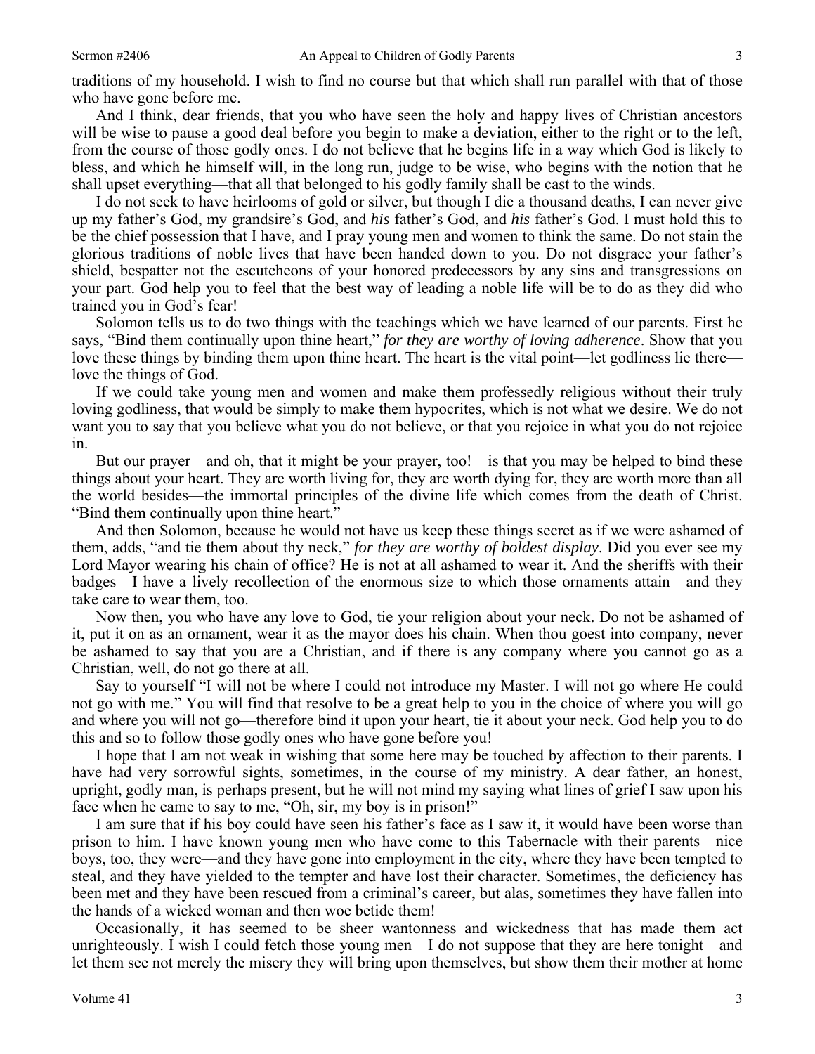traditions of my household. I wish to find no course but that which shall run parallel with that of those who have gone before me.

And I think, dear friends, that you who have seen the holy and happy lives of Christian ancestors will be wise to pause a good deal before you begin to make a deviation, either to the right or to the left, from the course of those godly ones. I do not believe that he begins life in a way which God is likely to bless, and which he himself will, in the long run, judge to be wise, who begins with the notion that he shall upset everything—that all that belonged to his godly family shall be cast to the winds.

I do not seek to have heirlooms of gold or silver, but though I die a thousand deaths, I can never give up my father's God, my grandsire's God, and *his* father's God, and *his* father's God. I must hold this to be the chief possession that I have, and I pray young men and women to think the same. Do not stain the glorious traditions of noble lives that have been handed down to you. Do not disgrace your father's shield, bespatter not the escutcheons of your honored predecessors by any sins and transgressions on your part. God help you to feel that the best way of leading a noble life will be to do as they did who trained you in God's fear!

Solomon tells us to do two things with the teachings which we have learned of our parents. First he says, "Bind them continually upon thine heart," *for they are worthy of loving adherence*. Show that you love these things by binding them upon thine heart. The heart is the vital point—let godliness lie there—love the things of God.

If we could take young men and women and make them professedly religious without their truly loving godliness, that would be simply to make them hypocrites, which is not what we desire. We do not want you to say that you believe what you do not believe, or that you rejoice in what you do not rejoice in.

But our prayer—and oh, that it might be your prayer, too!—is that you may be helped to bind these things about your heart. They are worth living for, they are worth dying for, they are worth more than all the world besides—the immortal principles of the divine life which comes from the death of Christ. "Bind them continually upon thine heart."

And then Solomon, because he would not have us keep these things secret as if we were ashamed of them, adds, "and tie them about thy neck," *for they are worthy of boldest display*. Did you ever see my Lord Mayor wearing his chain of office? He is not at all ashamed to wear it. And the sheriffs with their badges—I have a lively recollection of the enormous size to which those ornaments attain—and they take care to wear them, too.

Now then, you who have any love to God, tie your religion about your neck. Do not be ashamed of it, put it on as an ornament, wear it as the mayor does his chain. When thou goest into company, never be ashamed to say that you are a Christian, and if there is any company where you cannot go as a Christian, well, do not go there at all.

Say to yourself "I will not be where I could not introduce my Master. I will not go where He could not go with me." You will find that resolve to be a great help to you in the choice of where you will go and where you will not go—therefore bind it upon your heart, tie it about your neck. God help you to do this and so to follow those godly ones who have gone before you!

I hope that I am not weak in wishing that some here may be touched by affection to their parents. I have had very sorrowful sights, sometimes, in the course of my ministry. A dear father, an honest, upright, godly man, is perhaps present, but he will not mind my saying what lines of grief I saw upon his face when he came to say to me, "Oh, sir, my boy is in prison!"

I am sure that if his boy could have seen his father's face as I saw it, it would have been worse than prison to him. I have known young men who have come to this Tabernacle with their parents—nice boys, too, they were—and they have gone into employment in the city, where they have been tempted to steal, and they have yielded to the tempter and have lost their character. Sometimes, the deficiency has been met and they have been rescued from a criminal's career, but alas, sometimes they have fallen into the hands of a wicked woman and then woe betide them!

Occasionally, it has seemed to be sheer wantonness and wickedness that has made them act unrighteously. I wish I could fetch those young men—I do not suppose that they are here tonight—and let them see not merely the misery they will bring upon themselves, but show them their mother at home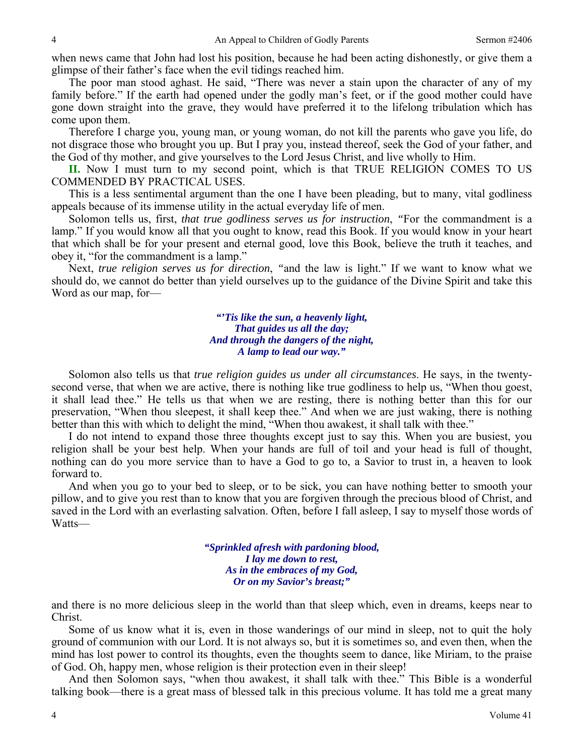when news came that John had lost his position, because he had been acting dishonestly, or give them a glimpse of their father's face when the evil tidings reached him.

The poor man stood aghast. He said, "There was never a stain upon the character of any of my family before." If the earth had opened under the godly man's feet, or if the good mother could have gone down straight into the grave, they would have preferred it to the lifelong tribulation which has come upon them.

Therefore I charge you, young man, or young woman, do not kill the parents who gave you life, do not disgrace those who brought you up. But I pray you, instead thereof, seek the God of your father, and the God of thy mother, and give yourselves to the Lord Jesus Christ, and live wholly to Him.

**II.** Now I must turn to my second point, which is that TRUE RELIGION COMES TO US COMMENDED BY PRACTICAL USES.

This is a less sentimental argument than the one I have been pleading, but to many, vital godliness appeals because of its immense utility in the actual everyday life of men.

Solomon tells us, first, *that true godliness serves us for instruction*, "For the commandment is a lamp." If you would know all that you ought to know, read this Book. If you would know in your heart that which shall be for your present and eternal good, love this Book, believe the truth it teaches, and obey it, "for the commandment is a lamp."

Next, *true religion serves us for direction*, "and the law is light." If we want to know what we should do, we cannot do better than yield ourselves up to the guidance of the Divine Spirit and take this Word as our map, for—

> ***"'Tis like the sun, a heavenly light,***
> ***That guides us all the day;***
> ***And through the dangers of the night,***
> ***A lamp to lead our way."***

Solomon also tells us that *true religion guides us under all circumstances*. He says, in the twenty-second verse, that when we are active, there is nothing like true godliness to help us, "When thou goest, it shall lead thee." He tells us that when we are resting, there is nothing better than this for our preservation, "When thou sleepest, it shall keep thee." And when we are just waking, there is nothing better than this with which to delight the mind, "When thou awakest, it shall talk with thee."

I do not intend to expand those three thoughts except just to say this. When you are busiest, you religion shall be your best help. When your hands are full of toil and your head is full of thought, nothing can do you more service than to have a God to go to, a Savior to trust in, a heaven to look forward to.

And when you go to your bed to sleep, or to be sick, you can have nothing better to smooth your pillow, and to give you rest than to know that you are forgiven through the precious blood of Christ, and saved in the Lord with an everlasting salvation. Often, before I fall asleep, I say to myself those words of Watts—

> ***"Sprinkled afresh with pardoning blood,***
> ***I lay me down to rest,***
> ***As in the embraces of my God,***
> ***Or on my Savior's breast;"***

and there is no more delicious sleep in the world than that sleep which, even in dreams, keeps near to Christ.

Some of us know what it is, even in those wanderings of our mind in sleep, not to quit the holy ground of communion with our Lord. It is not always so, but it is sometimes so, and even then, when the mind has lost power to control its thoughts, even the thoughts seem to dance, like Miriam, to the praise of God. Oh, happy men, whose religion is their protection even in their sleep!

And then Solomon says, "when thou awakest, it shall talk with thee." This Bible is a wonderful talking book—there is a great mass of blessed talk in this precious volume. It has told me a great many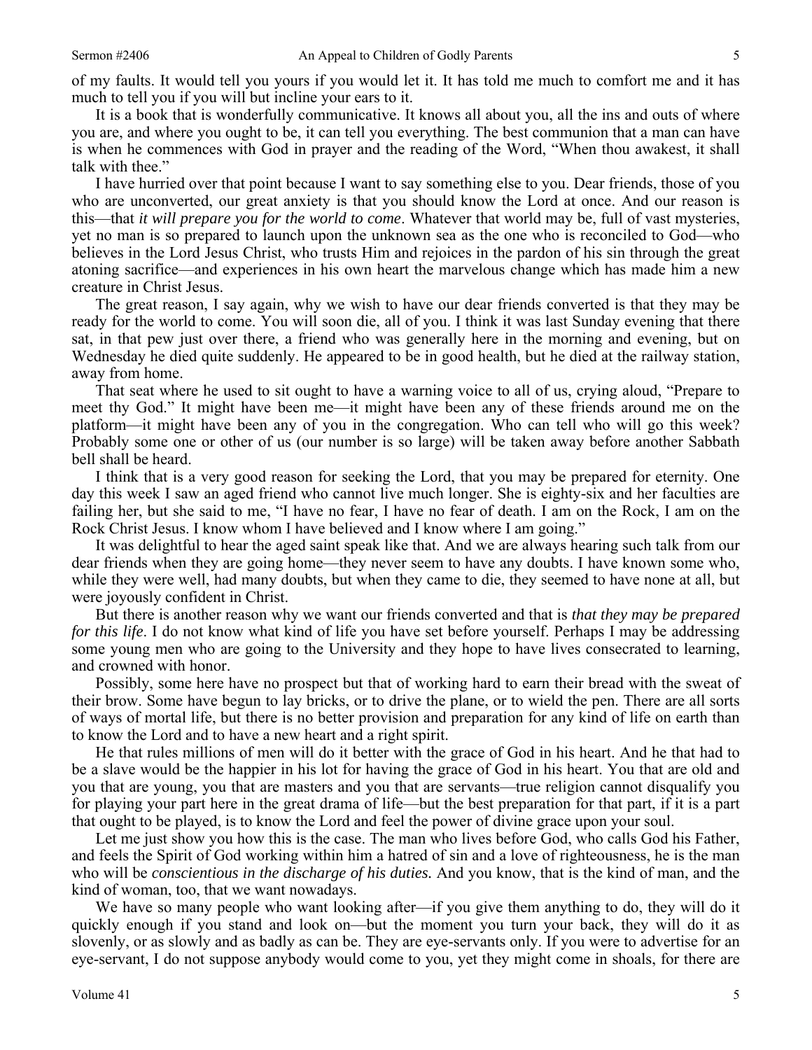of my faults. It would tell you yours if you would let it. It has told me much to comfort me and it has much to tell you if you will but incline your ears to it.

It is a book that is wonderfully communicative. It knows all about you, all the ins and outs of where you are, and where you ought to be, it can tell you everything. The best communion that a man can have is when he commences with God in prayer and the reading of the Word, "When thou awakest, it shall talk with thee."

I have hurried over that point because I want to say something else to you. Dear friends, those of you who are unconverted, our great anxiety is that you should know the Lord at once. And our reason is this—that *it will prepare you for the world to come*. Whatever that world may be, full of vast mysteries, yet no man is so prepared to launch upon the unknown sea as the one who is reconciled to God—who believes in the Lord Jesus Christ, who trusts Him and rejoices in the pardon of his sin through the great atoning sacrifice—and experiences in his own heart the marvelous change which has made him a new creature in Christ Jesus.

The great reason, I say again, why we wish to have our dear friends converted is that they may be ready for the world to come. You will soon die, all of you. I think it was last Sunday evening that there sat, in that pew just over there, a friend who was generally here in the morning and evening, but on Wednesday he died quite suddenly. He appeared to be in good health, but he died at the railway station, away from home.

That seat where he used to sit ought to have a warning voice to all of us, crying aloud, "Prepare to meet thy God." It might have been me—it might have been any of these friends around me on the platform—it might have been any of you in the congregation. Who can tell who will go this week? Probably some one or other of us (our number is so large) will be taken away before another Sabbath bell shall be heard.

I think that is a very good reason for seeking the Lord, that you may be prepared for eternity. One day this week I saw an aged friend who cannot live much longer. She is eighty-six and her faculties are failing her, but she said to me, "I have no fear, I have no fear of death. I am on the Rock, I am on the Rock Christ Jesus. I know whom I have believed and I know where I am going."

It was delightful to hear the aged saint speak like that. And we are always hearing such talk from our dear friends when they are going home—they never seem to have any doubts. I have known some who, while they were well, had many doubts, but when they came to die, they seemed to have none at all, but were joyously confident in Christ.

But there is another reason why we want our friends converted and that is *that they may be prepared for this life*. I do not know what kind of life you have set before yourself. Perhaps I may be addressing some young men who are going to the University and they hope to have lives consecrated to learning, and crowned with honor.

Possibly, some here have no prospect but that of working hard to earn their bread with the sweat of their brow. Some have begun to lay bricks, or to drive the plane, or to wield the pen. There are all sorts of ways of mortal life, but there is no better provision and preparation for any kind of life on earth than to know the Lord and to have a new heart and a right spirit.

He that rules millions of men will do it better with the grace of God in his heart. And he that had to be a slave would be the happier in his lot for having the grace of God in his heart. You that are old and you that are young, you that are masters and you that are servants—true religion cannot disqualify you for playing your part here in the great drama of life—but the best preparation for that part, if it is a part that ought to be played, is to know the Lord and feel the power of divine grace upon your soul.

Let me just show you how this is the case. The man who lives before God, who calls God his Father, and feels the Spirit of God working within him a hatred of sin and a love of righteousness, he is the man who will be *conscientious in the discharge of his duties.* And you know, that is the kind of man, and the kind of woman, too, that we want nowadays.

We have so many people who want looking after—if you give them anything to do, they will do it quickly enough if you stand and look on—but the moment you turn your back, they will do it as slovenly, or as slowly and as badly as can be. They are eye-servants only. If you were to advertise for an eye-servant, I do not suppose anybody would come to you, yet they might come in shoals, for there are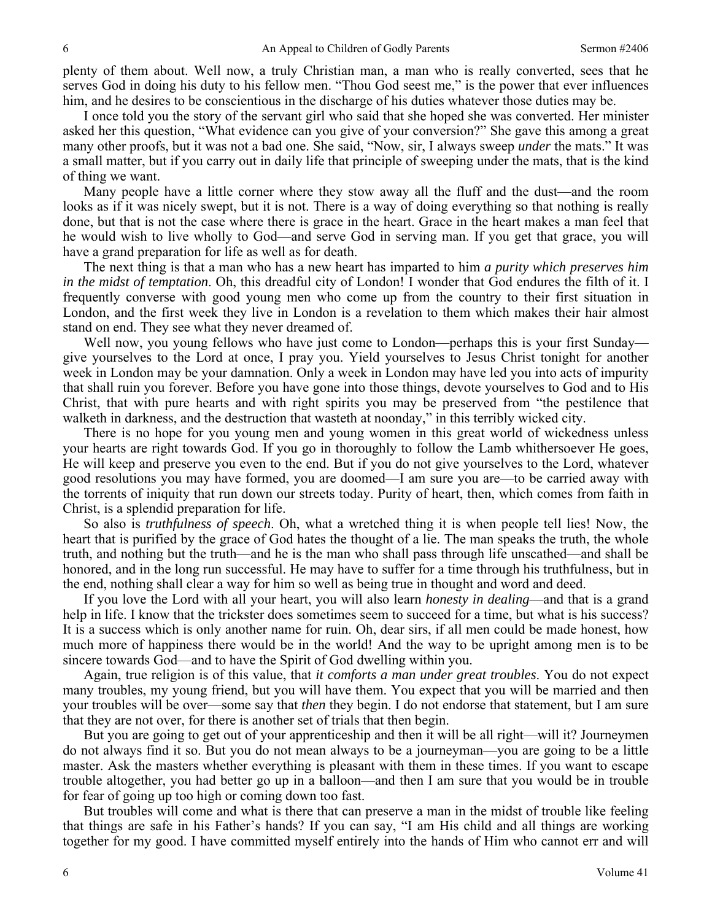plenty of them about. Well now, a truly Christian man, a man who is really converted, sees that he serves God in doing his duty to his fellow men. "Thou God seest me," is the power that ever influences him, and he desires to be conscientious in the discharge of his duties whatever those duties may be.

I once told you the story of the servant girl who said that she hoped she was converted. Her minister asked her this question, "What evidence can you give of your conversion?" She gave this among a great many other proofs, but it was not a bad one. She said, "Now, sir, I always sweep *under* the mats." It was a small matter, but if you carry out in daily life that principle of sweeping under the mats, that is the kind of thing we want.

Many people have a little corner where they stow away all the fluff and the dust—and the room looks as if it was nicely swept, but it is not. There is a way of doing everything so that nothing is really done, but that is not the case where there is grace in the heart. Grace in the heart makes a man feel that he would wish to live wholly to God—and serve God in serving man. If you get that grace, you will have a grand preparation for life as well as for death.

The next thing is that a man who has a new heart has imparted to him *a purity which preserves him in the midst of temptation*. Oh, this dreadful city of London! I wonder that God endures the filth of it. I frequently converse with good young men who come up from the country to their first situation in London, and the first week they live in London is a revelation to them which makes their hair almost stand on end. They see what they never dreamed of.

Well now, you young fellows who have just come to London—perhaps this is your first Sunday—give yourselves to the Lord at once, I pray you. Yield yourselves to Jesus Christ tonight for another week in London may be your damnation. Only a week in London may have led you into acts of impurity that shall ruin you forever. Before you have gone into those things, devote yourselves to God and to His Christ, that with pure hearts and with right spirits you may be preserved from "the pestilence that walketh in darkness, and the destruction that wasteth at noonday," in this terribly wicked city.

There is no hope for you young men and young women in this great world of wickedness unless your hearts are right towards God. If you go in thoroughly to follow the Lamb whithersoever He goes, He will keep and preserve you even to the end. But if you do not give yourselves to the Lord, whatever good resolutions you may have formed, you are doomed—I am sure you are—to be carried away with the torrents of iniquity that run down our streets today. Purity of heart, then, which comes from faith in Christ, is a splendid preparation for life.

So also is *truthfulness of speech*. Oh, what a wretched thing it is when people tell lies! Now, the heart that is purified by the grace of God hates the thought of a lie. The man speaks the truth, the whole truth, and nothing but the truth—and he is the man who shall pass through life unscathed—and shall be honored, and in the long run successful. He may have to suffer for a time through his truthfulness, but in the end, nothing shall clear a way for him so well as being true in thought and word and deed.

If you love the Lord with all your heart, you will also learn *honesty in dealing*—and that is a grand help in life. I know that the trickster does sometimes seem to succeed for a time, but what is his success? It is a success which is only another name for ruin. Oh, dear sirs, if all men could be made honest, how much more of happiness there would be in the world! And the way to be upright among men is to be sincere towards God—and to have the Spirit of God dwelling within you.

Again, true religion is of this value, that *it comforts a man under great troubles*. You do not expect many troubles, my young friend, but you will have them. You expect that you will be married and then your troubles will be over—some say that *then* they begin. I do not endorse that statement, but I am sure that they are not over, for there is another set of trials that then begin.

But you are going to get out of your apprenticeship and then it will be all right—will it? Journeymen do not always find it so. But you do not mean always to be a journeyman—you are going to be a little master. Ask the masters whether everything is pleasant with them in these times. If you want to escape trouble altogether, you had better go up in a balloon—and then I am sure that you would be in trouble for fear of going up too high or coming down too fast.

But troubles will come and what is there that can preserve a man in the midst of trouble like feeling that things are safe in his Father's hands? If you can say, "I am His child and all things are working together for my good. I have committed myself entirely into the hands of Him who cannot err and will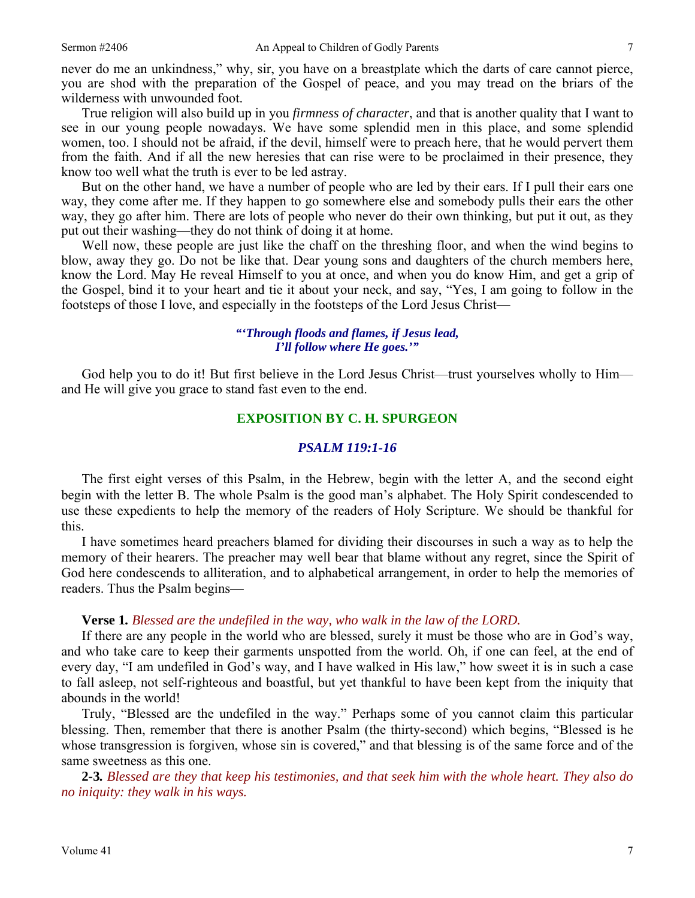never do me an unkindness," why, sir, you have on a breastplate which the darts of care cannot pierce, you are shod with the preparation of the Gospel of peace, and you may tread on the briars of the wilderness with unwounded foot.

True religion will also build up in you *firmness of character*, and that is another quality that I want to see in our young people nowadays. We have some splendid men in this place, and some splendid women, too. I should not be afraid, if the devil, himself were to preach here, that he would pervert them from the faith. And if all the new heresies that can rise were to be proclaimed in their presence, they know too well what the truth is ever to be led astray.

But on the other hand, we have a number of people who are led by their ears. If I pull their ears one way, they come after me. If they happen to go somewhere else and somebody pulls their ears the other way, they go after him. There are lots of people who never do their own thinking, but put it out, as they put out their washing—they do not think of doing it at home.

Well now, these people are just like the chaff on the threshing floor, and when the wind begins to blow, away they go. Do not be like that. Dear young sons and daughters of the church members here, know the Lord. May He reveal Himself to you at once, and when you do know Him, and get a grip of the Gospel, bind it to your heart and tie it about your neck, and say, "Yes, I am going to follow in the footsteps of those I love, and especially in the footsteps of the Lord Jesus Christ—

> ***"'Through floods and flames, if Jesus lead,***
> ***I'll follow where He goes.'"***

God help you to do it! But first believe in the Lord Jesus Christ—trust yourselves wholly to Him—and He will give you grace to stand fast even to the end.

## EXPOSITION BY C. H. SPURGEON

### *PSALM 119:1-16*

The first eight verses of this Psalm, in the Hebrew, begin with the letter A, and the second eight begin with the letter B. The whole Psalm is the good man's alphabet. The Holy Spirit condescended to use these expedients to help the memory of the readers of Holy Scripture. We should be thankful for this.

I have sometimes heard preachers blamed for dividing their discourses in such a way as to help the memory of their hearers. The preacher may well bear that blame without any regret, since the Spirit of God here condescends to alliteration, and to alphabetical arrangement, in order to help the memories of readers. Thus the Psalm begins—

**Verse 1.** *Blessed are the undefiled in the way, who walk in the law of the LORD.*

If there are any people in the world who are blessed, surely it must be those who are in God's way, and who take care to keep their garments unspotted from the world. Oh, if one can feel, at the end of every day, "I am undefiled in God's way, and I have walked in His law," how sweet it is in such a case to fall asleep, not self-righteous and boastful, but yet thankful to have been kept from the iniquity that abounds in the world!

Truly, "Blessed are the undefiled in the way." Perhaps some of you cannot claim this particular blessing. Then, remember that there is another Psalm (the thirty-second) which begins, "Blessed is he whose transgression is forgiven, whose sin is covered," and that blessing is of the same force and of the same sweetness as this one.

**2-3.** *Blessed are they that keep his testimonies, and that seek him with the whole heart. They also do no iniquity: they walk in his ways.*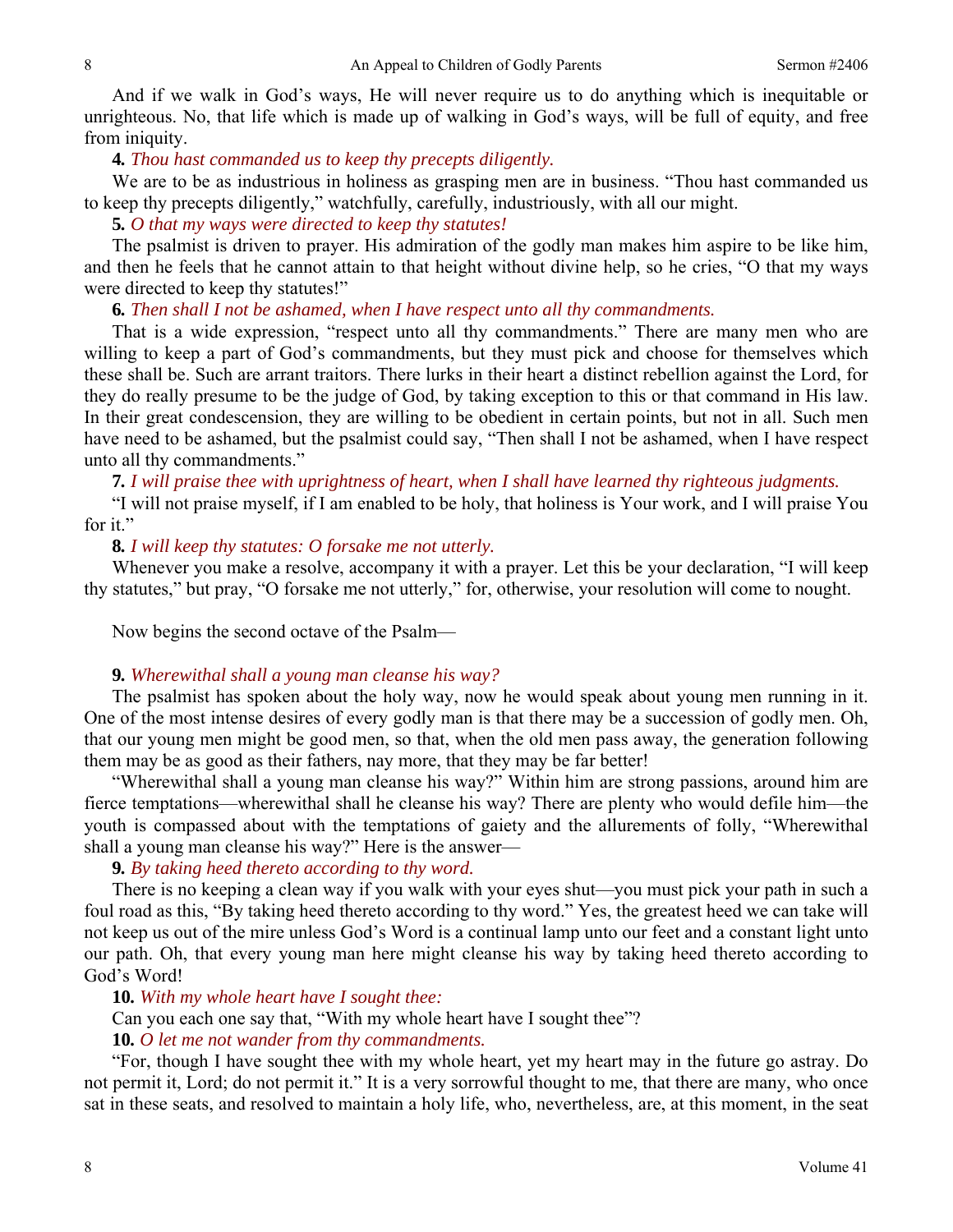And if we walk in God's ways, He will never require us to do anything which is inequitable or unrighteous. No, that life which is made up of walking in God's ways, will be full of equity, and free from iniquity.

**4.** *Thou hast commanded us to keep thy precepts diligently.*

We are to be as industrious in holiness as grasping men are in business. "Thou hast commanded us to keep thy precepts diligently," watchfully, carefully, industriously, with all our might.

**5.** *O that my ways were directed to keep thy statutes!*

The psalmist is driven to prayer. His admiration of the godly man makes him aspire to be like him, and then he feels that he cannot attain to that height without divine help, so he cries, "O that my ways were directed to keep thy statutes!"

**6.** *Then shall I not be ashamed, when I have respect unto all thy commandments.*

That is a wide expression, "respect unto all thy commandments." There are many men who are willing to keep a part of God's commandments, but they must pick and choose for themselves which these shall be. Such are arrant traitors. There lurks in their heart a distinct rebellion against the Lord, for they do really presume to be the judge of God, by taking exception to this or that command in His law. In their great condescension, they are willing to be obedient in certain points, but not in all. Such men have need to be ashamed, but the psalmist could say, "Then shall I not be ashamed, when I have respect unto all thy commandments."

**7.** *I will praise thee with uprightness of heart, when I shall have learned thy righteous judgments.*

"I will not praise myself, if I am enabled to be holy, that holiness is Your work, and I will praise You for it."

**8.** *I will keep thy statutes: O forsake me not utterly.*

Whenever you make a resolve, accompany it with a prayer. Let this be your declaration, "I will keep thy statutes," but pray, "O forsake me not utterly," for, otherwise, your resolution will come to nought.

Now begins the second octave of the Psalm—

**9.** *Wherewithal shall a young man cleanse his way?*

The psalmist has spoken about the holy way, now he would speak about young men running in it. One of the most intense desires of every godly man is that there may be a succession of godly men. Oh, that our young men might be good men, so that, when the old men pass away, the generation following them may be as good as their fathers, nay more, that they may be far better!

"Wherewithal shall a young man cleanse his way?" Within him are strong passions, around him are fierce temptations—wherewithal shall he cleanse his way? There are plenty who would defile him—the youth is compassed about with the temptations of gaiety and the allurements of folly, "Wherewithal shall a young man cleanse his way?" Here is the answer—

**9.** *By taking heed thereto according to thy word.*

There is no keeping a clean way if you walk with your eyes shut—you must pick your path in such a foul road as this, "By taking heed thereto according to thy word." Yes, the greatest heed we can take will not keep us out of the mire unless God's Word is a continual lamp unto our feet and a constant light unto our path. Oh, that every young man here might cleanse his way by taking heed thereto according to God's Word!

**10.** *With my whole heart have I sought thee:*

Can you each one say that, "With my whole heart have I sought thee"?

**10.** *O let me not wander from thy commandments.*

"For, though I have sought thee with my whole heart, yet my heart may in the future go astray. Do not permit it, Lord; do not permit it." It is a very sorrowful thought to me, that there are many, who once sat in these seats, and resolved to maintain a holy life, who, nevertheless, are, at this moment, in the seat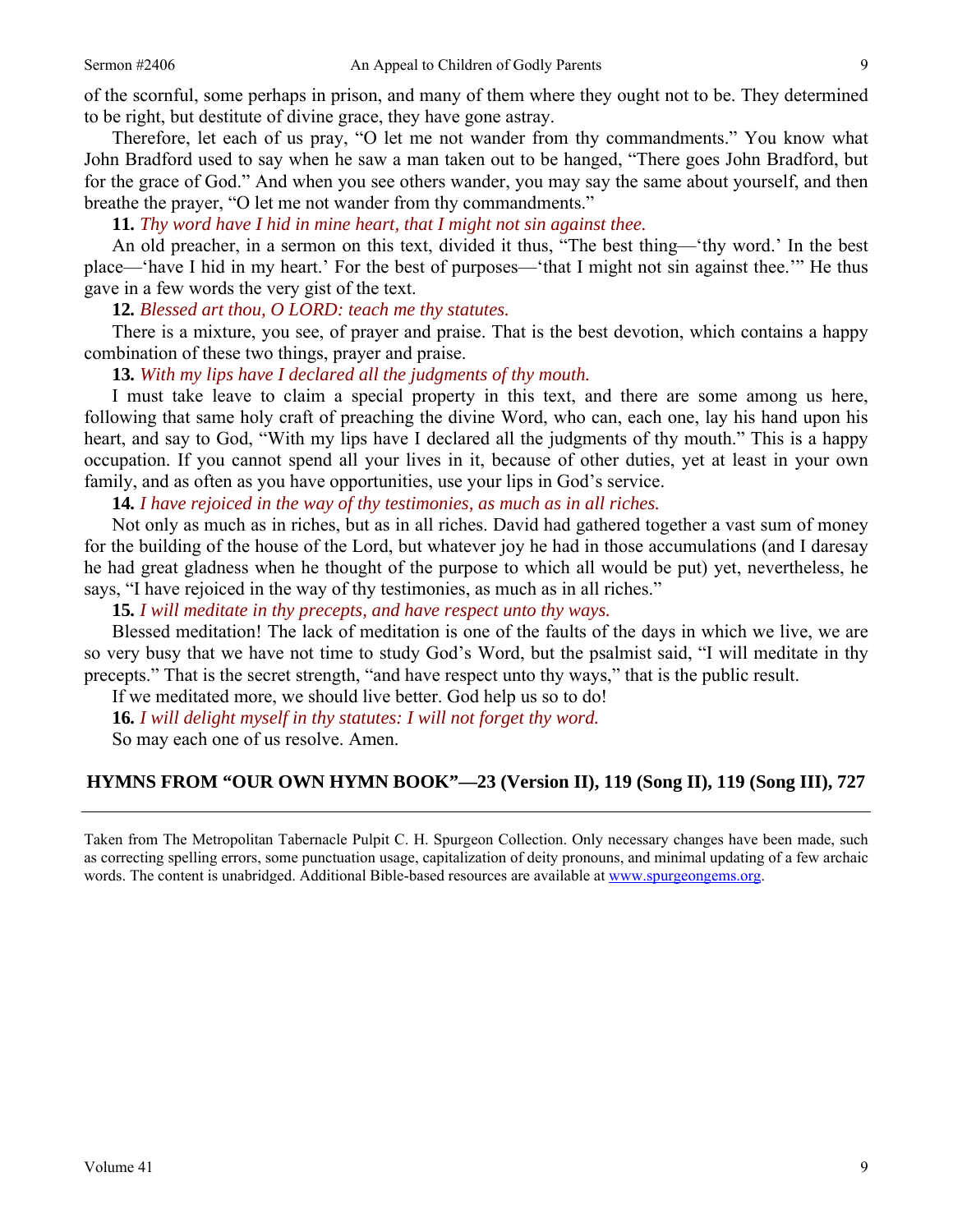of the scornful, some perhaps in prison, and many of them where they ought not to be. They determined to be right, but destitute of divine grace, they have gone astray.

Therefore, let each of us pray, "O let me not wander from thy commandments." You know what John Bradford used to say when he saw a man taken out to be hanged, "There goes John Bradford, but for the grace of God." And when you see others wander, you may say the same about yourself, and then breathe the prayer, "O let me not wander from thy commandments."

**11.** *Thy word have I hid in mine heart, that I might not sin against thee.*

An old preacher, in a sermon on this text, divided it thus, "The best thing—'thy word.' In the best place—'have I hid in my heart.' For the best of purposes—'that I might not sin against thee.'" He thus gave in a few words the very gist of the text.

**12.** *Blessed art thou, O LORD: teach me thy statutes.*

There is a mixture, you see, of prayer and praise. That is the best devotion, which contains a happy combination of these two things, prayer and praise.

**13.** *With my lips have I declared all the judgments of thy mouth.*

I must take leave to claim a special property in this text, and there are some among us here, following that same holy craft of preaching the divine Word, who can, each one, lay his hand upon his heart, and say to God, "With my lips have I declared all the judgments of thy mouth." This is a happy occupation. If you cannot spend all your lives in it, because of other duties, yet at least in your own family, and as often as you have opportunities, use your lips in God's service.

**14.** *I have rejoiced in the way of thy testimonies, as much as in all riches.*

Not only as much as in riches, but as in all riches. David had gathered together a vast sum of money for the building of the house of the Lord, but whatever joy he had in those accumulations (and I daresay he had great gladness when he thought of the purpose to which all would be put) yet, nevertheless, he says, "I have rejoiced in the way of thy testimonies, as much as in all riches."

**15.** *I will meditate in thy precepts, and have respect unto thy ways.*

Blessed meditation! The lack of meditation is one of the faults of the days in which we live, we are so very busy that we have not time to study God's Word, but the psalmist said, "I will meditate in thy precepts." That is the secret strength, "and have respect unto thy ways," that is the public result.

If we meditated more, we should live better. God help us so to do!

**16.** *I will delight myself in thy statutes: I will not forget thy word.*

So may each one of us resolve. Amen.

## HYMNS FROM "OUR OWN HYMN BOOK"—23 (Version II), 119 (Song II), 119 (Song III), 727

---

Taken from The Metropolitan Tabernacle Pulpit C. H. Spurgeon Collection. Only necessary changes have been made, such as correcting spelling errors, some punctuation usage, capitalization of deity pronouns, and minimal updating of a few archaic words. The content is unabridged. Additional Bible-based resources are available at www.spurgeongems.org.